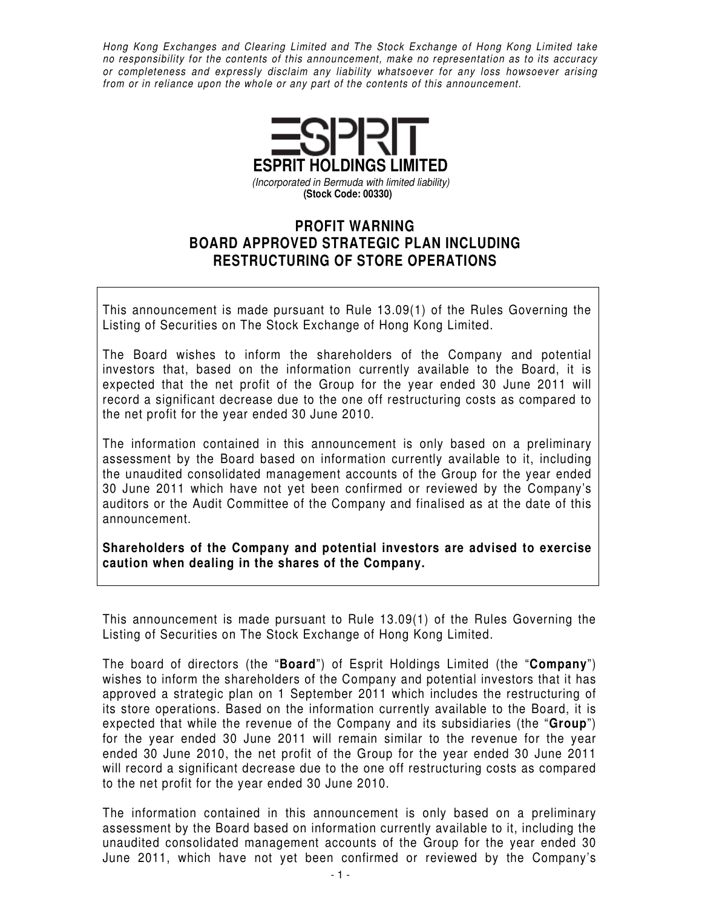*Hong Kong Exchanges and Clearing Limited and The Stock Exchange of Hong Kong Limited take no responsibility for the contents of this announcement, make no representation as to its accuracy or completeness and expressly disclaim any liability whatsoever for any loss howsoever arising from or in reliance upon the whole or any part of the contents of this announcement.*

**ESPRIT HOLDINGS LIMITED**

*(Incorporated in Bermuda with limited liability)*

**(Stock Code: 00330)**

# PROFIT WARNING
# BOARD APPROVED STRATEGIC PLAN INCLUDING RESTRUCTURING OF STORE OPERATIONS

This announcement is made pursuant to Rule 13.09(1) of the Rules Governing the Listing of Securities on The Stock Exchange of Hong Kong Limited.

The Board wishes to inform the shareholders of the Company and potential investors that, based on the information currently available to the Board, it is expected that the net profit of the Group for the year ended 30 June 2011 will record a significant decrease due to the one off restructuring costs as compared to the net profit for the year ended 30 June 2010.

The information contained in this announcement is only based on a preliminary assessment by the Board based on information currently available to it, including the unaudited consolidated management accounts of the Group for the year ended 30 June 2011 which have not yet been confirmed or reviewed by the Company's auditors or the Audit Committee of the Company and finalised as at the date of this announcement.

**Shareholders of the Company and potential investors are advised to exercise caution when dealing in the shares of the Company.**

This announcement is made pursuant to Rule 13.09(1) of the Rules Governing the Listing of Securities on The Stock Exchange of Hong Kong Limited.

The board of directors (the "**Board**") of Esprit Holdings Limited (the "**Company**") wishes to inform the shareholders of the Company and potential investors that it has approved a strategic plan on 1 September 2011 which includes the restructuring of its store operations. Based on the information currently available to the Board, it is expected that while the revenue of the Company and its subsidiaries (the "**Group**") for the year ended 30 June 2011 will remain similar to the revenue for the year ended 30 June 2010, the net profit of the Group for the year ended 30 June 2011 will record a significant decrease due to the one off restructuring costs as compared to the net profit for the year ended 30 June 2010.

The information contained in this announcement is only based on a preliminary assessment by the Board based on information currently available to it, including the unaudited consolidated management accounts of the Group for the year ended 30 June 2011, which have not yet been confirmed or reviewed by the Company's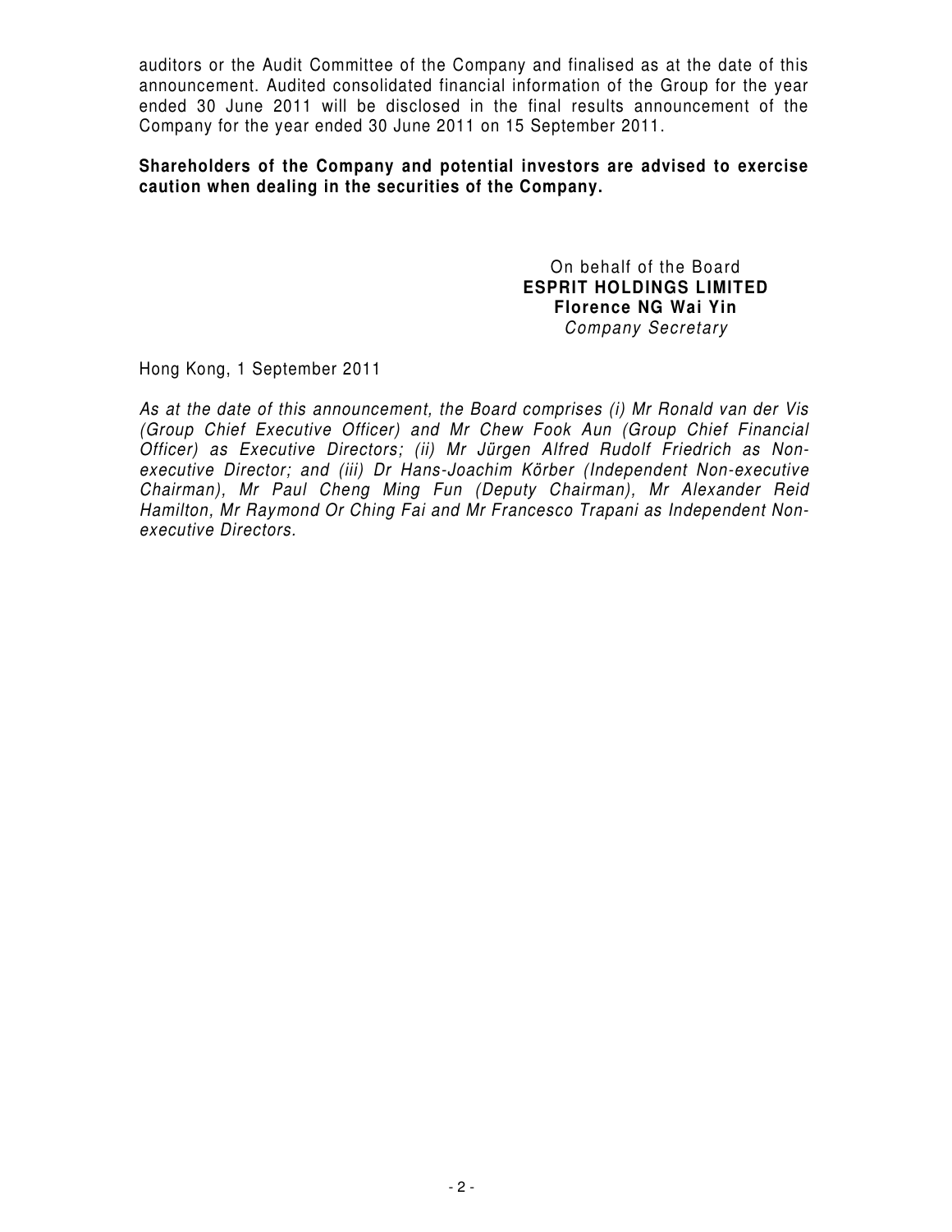auditors or the Audit Committee of the Company and finalised as at the date of this announcement. Audited consolidated financial information of the Group for the year ended 30 June 2011 will be disclosed in the final results announcement of the Company for the year ended 30 June 2011 on 15 September 2011.

**Shareholders of the Company and potential investors are advised to exercise caution when dealing in the securities of the Company.**

On behalf of the Board
**ESPRIT HOLDINGS LIMITED**
**Florence NG Wai Yin**
*Company Secretary*

Hong Kong, 1 September 2011

*As at the date of this announcement, the Board comprises (i) Mr Ronald van der Vis (Group Chief Executive Officer) and Mr Chew Fook Aun (Group Chief Financial Officer) as Executive Directors; (ii) Mr Jürgen Alfred Rudolf Friedrich as Non-executive Director; and (iii) Dr Hans-Joachim Körber (Independent Non-executive Chairman), Mr Paul Cheng Ming Fun (Deputy Chairman), Mr Alexander Reid Hamilton, Mr Raymond Or Ching Fai and Mr Francesco Trapani as Independent Non-executive Directors.*